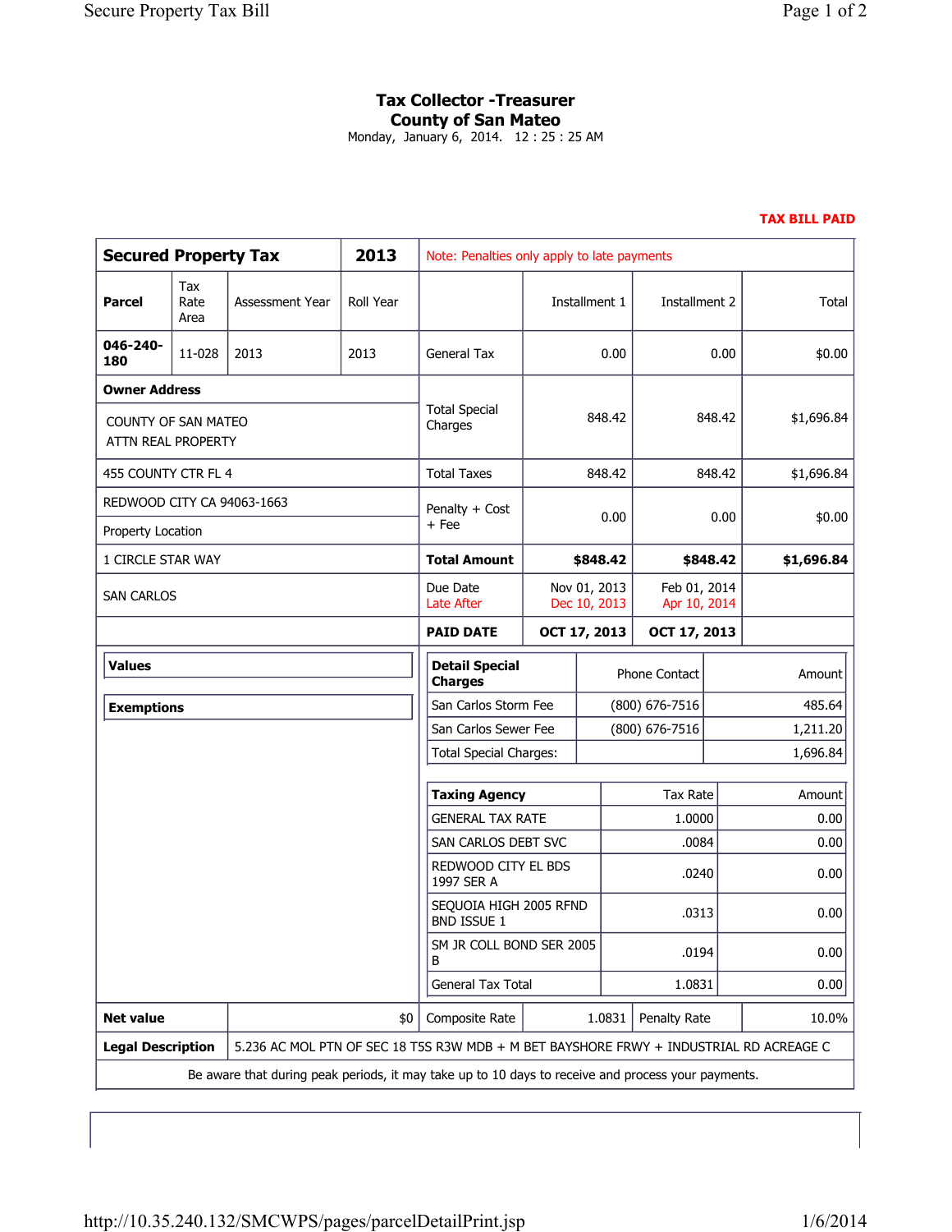# Tax Collector -Treasurer
## County of San Mateo

Monday, January 6, 2014. 12 : 25 : 25 AM

**TAX BILL PAID**

| **Secured Property Tax** | | | **2013** | Note: Penalties only apply to late payments | | | |
|---|---|---|---|---|---|---|---|
| **Parcel** | Tax Rate Area | Assessment Year | Roll Year | | Installment 1 | Installment 2 | Total |
| **046-240-180** | 11-028 | 2013 | 2013 | General Tax | 0.00 | 0.00 | $0.00 |
| **Owner Address** | | | | Total Special Charges | 848.42 | 848.42 | $1,696.84 |
| COUNTY OF SAN MATEO ATTN REAL PROPERTY | | | | | | | |
| 455 COUNTY CTR FL 4 | | | | Total Taxes | 848.42 | 848.42 | $1,696.84 |
| REDWOOD CITY CA 94063-1663 | | | | Penalty + Cost + Fee | 0.00 | 0.00 | $0.00 |
| Property Location | | | | | | | |
| 1 CIRCLE STAR WAY | | | | **Total Amount** | **$848.42** | **$848.42** | **$1,696.84** |
| SAN CARLOS | | | | Due Date / Late After | Nov 01, 2013 / Dec 10, 2013 | Feb 01, 2014 / Apr 10, 2014 | |
| | | | | **PAID DATE** | **OCT 17, 2013** | **OCT 17, 2013** | |

**Values**

**Exemptions**

| **Detail Special Charges** | Phone Contact | Amount |
|---|---|---|
| San Carlos Storm Fee | (800) 676-7516 | 485.64 |
| San Carlos Sewer Fee | (800) 676-7516 | 1,211.20 |
| Total Special Charges: | | 1,696.84 |

| **Taxing Agency** | Tax Rate | Amount |
|---|---|---|
| GENERAL TAX RATE | 1.0000 | 0.00 |
| SAN CARLOS DEBT SVC | .0084 | 0.00 |
| REDWOOD CITY EL BDS 1997 SER A | .0240 | 0.00 |
| SEQUOIA HIGH 2005 RFND BND ISSUE 1 | .0313 | 0.00 |
| SM JR COLL BOND SER 2005 B | .0194 | 0.00 |
| General Tax Total | 1.0831 | 0.00 |

| **Net value** | $0 | Composite Rate | 1.0831 | Penalty Rate | 10.0% |
|---|---|---|---|---|---|
| **Legal Description** | 5.236 AC MOL PTN OF SEC 18 T5S R3W MDB + M BET BAYSHORE FRWY + INDUSTRIAL RD ACREAGE C | | | | |

Be aware that during peak periods, it may take up to 10 days to receive and process your payments.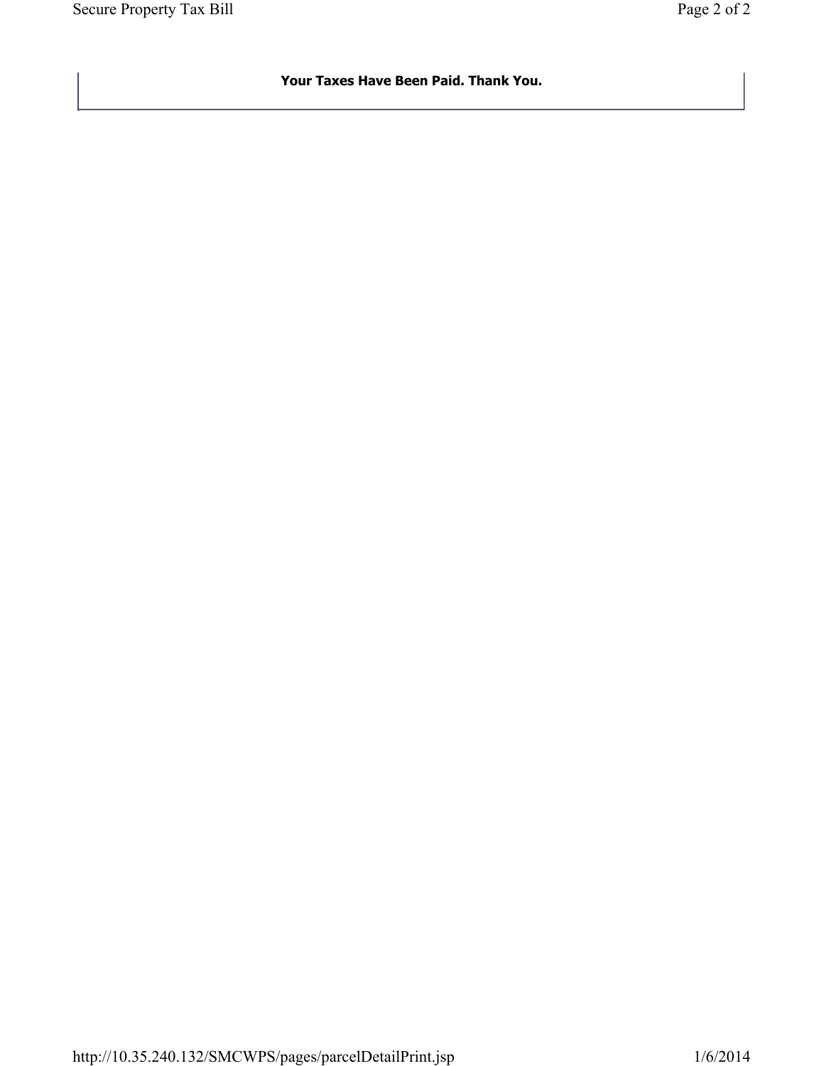**Your Taxes Have Been Paid. Thank You.**